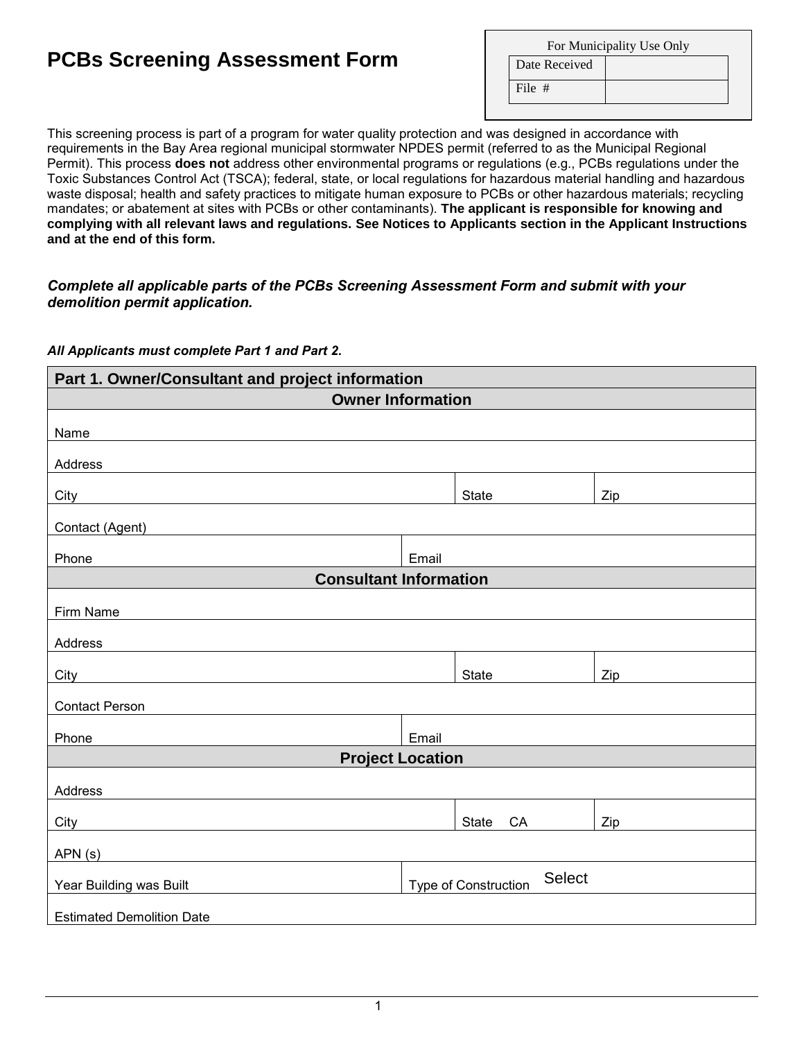# PCBs Screening Assessment Form

| For Municipality Use Only | |
|---|---|
| Date Received | |
| File # | |

This screening process is part of a program for water quality protection and was designed in accordance with requirements in the Bay Area regional municipal stormwater NPDES permit (referred to as the Municipal Regional Permit). This process **does not** address other environmental programs or regulations (e.g., PCBs regulations under the Toxic Substances Control Act (TSCA); federal, state, or local regulations for hazardous material handling and hazardous waste disposal; health and safety practices to mitigate human exposure to PCBs or other hazardous materials; recycling mandates; or abatement at sites with PCBs or other contaminants). **The applicant is responsible for knowing and complying with all relevant laws and regulations. See Notices to Applicants section in the Applicant Instructions and at the end of this form.**

***Complete all applicable parts of the PCBs Screening Assessment Form and submit with your demolition permit application.***

***All Applicants must complete Part 1 and Part 2.***

| **Part 1. Owner/Consultant and project information** | | |
|---|---|---|
| **Owner Information** | | |
| Name | | |
| Address | | |
| City | State | Zip |
| Contact (Agent) | | |
| Phone | Email | |
| **Consultant Information** | | |
| Firm Name | | |
| Address | | |
| City | State | Zip |
| Contact Person | | |
| Phone | Email | |
| **Project Location** | | |
| Address | | |
| City | State CA | Zip |
| APN (s) | | |
| Year Building was Built | Type of Construction Select | |
| Estimated Demolition Date | | |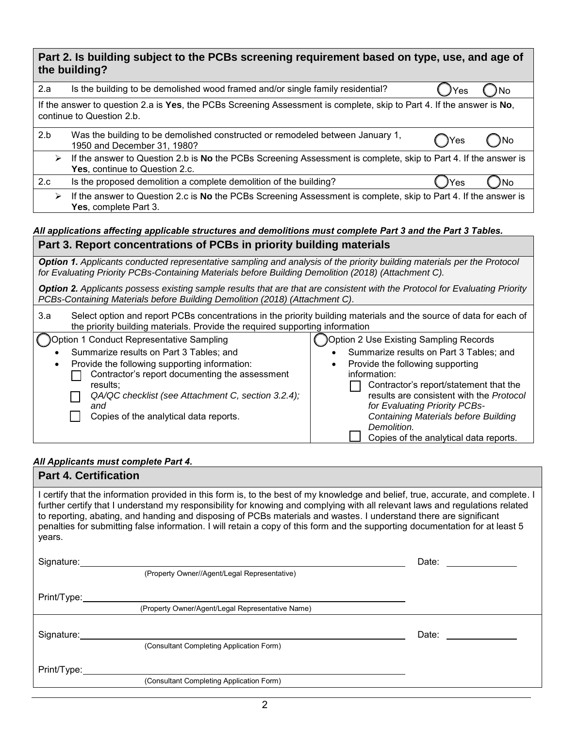## Part 2. Is building subject to the PCBs screening requirement based on type, use, and age of the building?

| | | |
|---|---|---|
| 2.a | Is the building to be demolished wood framed and/or single family residential? | ◯ Yes ◯ No |

If the answer to question 2.a is **Yes**, the PCBs Screening Assessment is complete, skip to Part 4. If the answer is **No**, continue to Question 2.b.

| | | |
|---|---|---|
| 2.b | Was the building to be demolished constructed or remodeled between January 1, 1950 and December 31, 1980? | ◯ Yes ◯ No |

- If the answer to Question 2.b is **No** the PCBs Screening Assessment is complete, skip to Part 4. If the answer is **Yes**, continue to Question 2.c.

| | | |
|---|---|---|
| 2.c | Is the proposed demolition a complete demolition of the building? | ◯ Yes ◯ No |

- If the answer to Question 2.c is **No** the PCBs Screening Assessment is complete, skip to Part 4. If the answer is **Yes**, complete Part 3.

***All applications affecting applicable structures and demolitions must complete Part 3 and the Part 3 Tables.***

## Part 3. Report concentrations of PCBs in priority building materials

***Option 1.*** *Applicants conducted representative sampling and analysis of the priority building materials per the Protocol for Evaluating Priority PCBs-Containing Materials before Building Demolition (2018) (Attachment C).*

***Option 2.*** *Applicants possess existing sample results that are that are consistent with the Protocol for Evaluating Priority PCBs-Containing Materials before Building Demolition (2018) (Attachment C).*

3.a Select option and report PCBs concentrations in the priority building materials and the source of data for each of the priority building materials. Provide the required supporting information

| ◯ Option 1 Conduct Representative Sampling | ◯ Option 2 Use Existing Sampling Records |
|---|---|
| • Summarize results on Part 3 Tables; and<br>• Provide the following supporting information:<br>☐ Contractor's report documenting the assessment results;<br>☐ *QA/QC checklist (see Attachment C, section 3.2.4); and*<br>☐ Copies of the analytical data reports. | • Summarize results on Part 3 Tables; and<br>• Provide the following supporting information:<br>☐ Contractor's report/statement that the results are consistent with the *Protocol for Evaluating Priority PCBs-Containing Materials before Building Demolition.*<br>☐ Copies of the analytical data reports. |

***All Applicants must complete Part 4.***

## Part 4. Certification

I certify that the information provided in this form is, to the best of my knowledge and belief, true, accurate, and complete. I further certify that I understand my responsibility for knowing and complying with all relevant laws and regulations related to reporting, abating, and handing and disposing of PCBs materials and wastes. I understand there are significant penalties for submitting false information. I will retain a copy of this form and the supporting documentation for at least 5 years.

Signature: ______________________________ Date: __________
(Property Owner//Agent/Legal Representative)

Print/Type: ______________________________
(Property Owner/Agent/Legal Representative Name)

Signature: ______________________________ Date: __________
(Consultant Completing Application Form)

Print/Type: ______________________________
(Consultant Completing Application Form)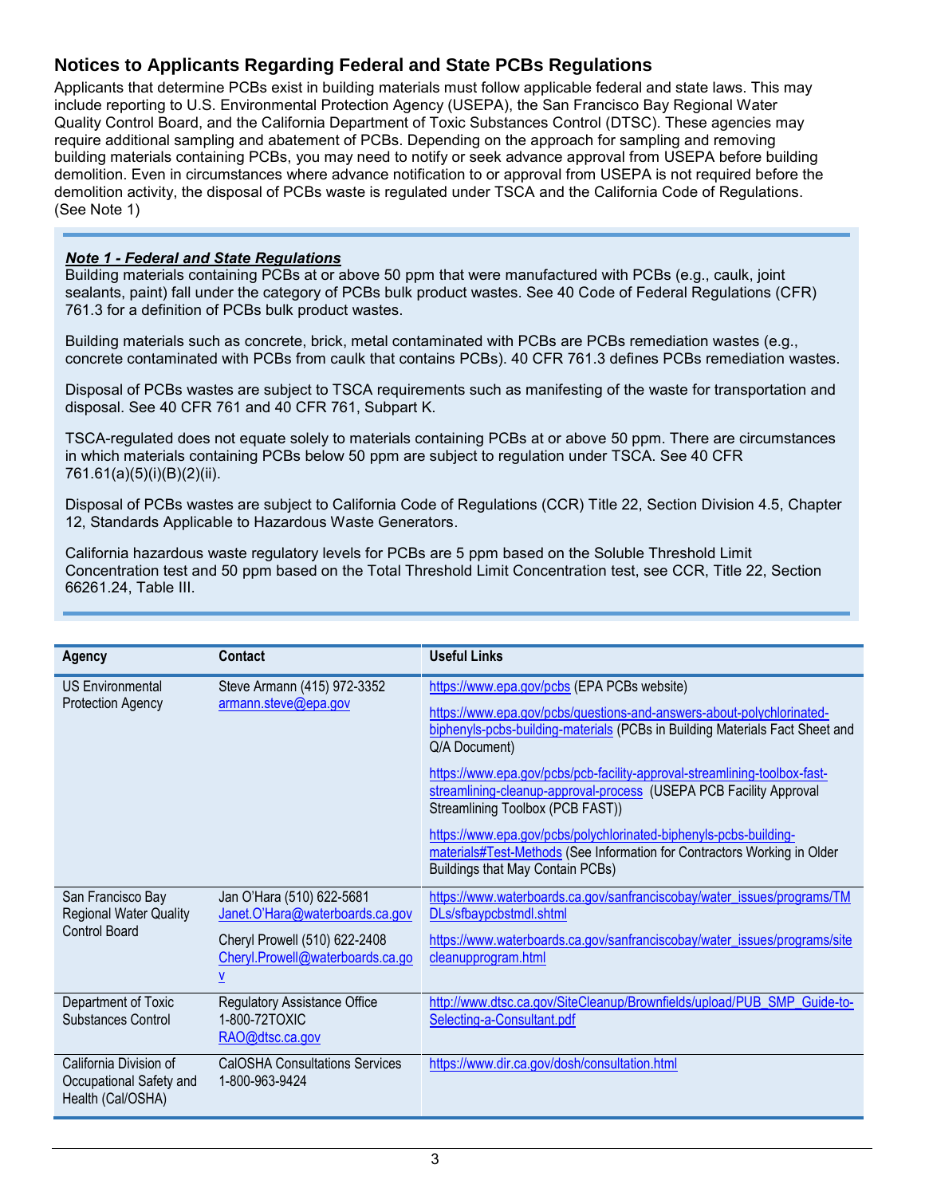## Notices to Applicants Regarding Federal and State PCBs Regulations

Applicants that determine PCBs exist in building materials must follow applicable federal and state laws. This may include reporting to U.S. Environmental Protection Agency (USEPA), the San Francisco Bay Regional Water Quality Control Board, and the California Department of Toxic Substances Control (DTSC). These agencies may require additional sampling and abatement of PCBs. Depending on the approach for sampling and removing building materials containing PCBs, you may need to notify or seek advance approval from USEPA before building demolition. Even in circumstances where advance notification to or approval from USEPA is not required before the demolition activity, the disposal of PCBs waste is regulated under TSCA and the California Code of Regulations. (See Note 1)

***Note 1 - Federal and State Regulations***

Building materials containing PCBs at or above 50 ppm that were manufactured with PCBs (e.g., caulk, joint sealants, paint) fall under the category of PCBs bulk product wastes. See 40 Code of Federal Regulations (CFR) 761.3 for a definition of PCBs bulk product wastes.

Building materials such as concrete, brick, metal contaminated with PCBs are PCBs remediation wastes (e.g., concrete contaminated with PCBs from caulk that contains PCBs). 40 CFR 761.3 defines PCBs remediation wastes.

Disposal of PCBs wastes are subject to TSCA requirements such as manifesting of the waste for transportation and disposal. See 40 CFR 761 and 40 CFR 761, Subpart K.

TSCA-regulated does not equate solely to materials containing PCBs at or above 50 ppm. There are circumstances in which materials containing PCBs below 50 ppm are subject to regulation under TSCA. See 40 CFR 761.61(a)(5)(i)(B)(2)(ii).

Disposal of PCBs wastes are subject to California Code of Regulations (CCR) Title 22, Section Division 4.5, Chapter 12, Standards Applicable to Hazardous Waste Generators.

California hazardous waste regulatory levels for PCBs are 5 ppm based on the Soluble Threshold Limit Concentration test and 50 ppm based on the Total Threshold Limit Concentration test, see CCR, Title 22, Section 66261.24, Table III.

| Agency | Contact | Useful Links |
|---|---|---|
| US Environmental Protection Agency | Steve Armann (415) 972-3352 armann.steve@epa.gov | https://www.epa.gov/pcbs (EPA PCBs website)<br><br>https://www.epa.gov/pcbs/questions-and-answers-about-polychlorinated-biphenyls-pcbs-building-materials (PCBs in Building Materials Fact Sheet and Q/A Document)<br><br>https://www.epa.gov/pcbs/pcb-facility-approval-streamlining-toolbox-fast-streamlining-cleanup-approval-process (USEPA PCB Facility Approval Streamlining Toolbox (PCB FAST))<br><br>https://www.epa.gov/pcbs/polychlorinated-biphenyls-pcbs-building-materials#Test-Methods (See Information for Contractors Working in Older Buildings that May Contain PCBs) |
| San Francisco Bay Regional Water Quality Control Board | Jan O'Hara (510) 622-5681 Janet.O'Hara@waterboards.ca.gov<br><br>Cheryl Prowell (510) 622-2408 Cheryl.Prowell@waterboards.ca.gov | https://www.waterboards.ca.gov/sanfranciscobay/water_issues/programs/TMDLs/sfbaypcbstmdl.shtml<br><br>https://www.waterboards.ca.gov/sanfranciscobay/water_issues/programs/sitecleanupprogram.html |
| Department of Toxic Substances Control | Regulatory Assistance Office 1-800-72TOXIC RAO@dtsc.ca.gov | http://www.dtsc.ca.gov/SiteCleanup/Brownfields/upload/PUB_SMP_Guide-to-Selecting-a-Consultant.pdf |
| California Division of Occupational Safety and Health (Cal/OSHA) | CalOSHA Consultations Services 1-800-963-9424 | https://www.dir.ca.gov/dosh/consultation.html |